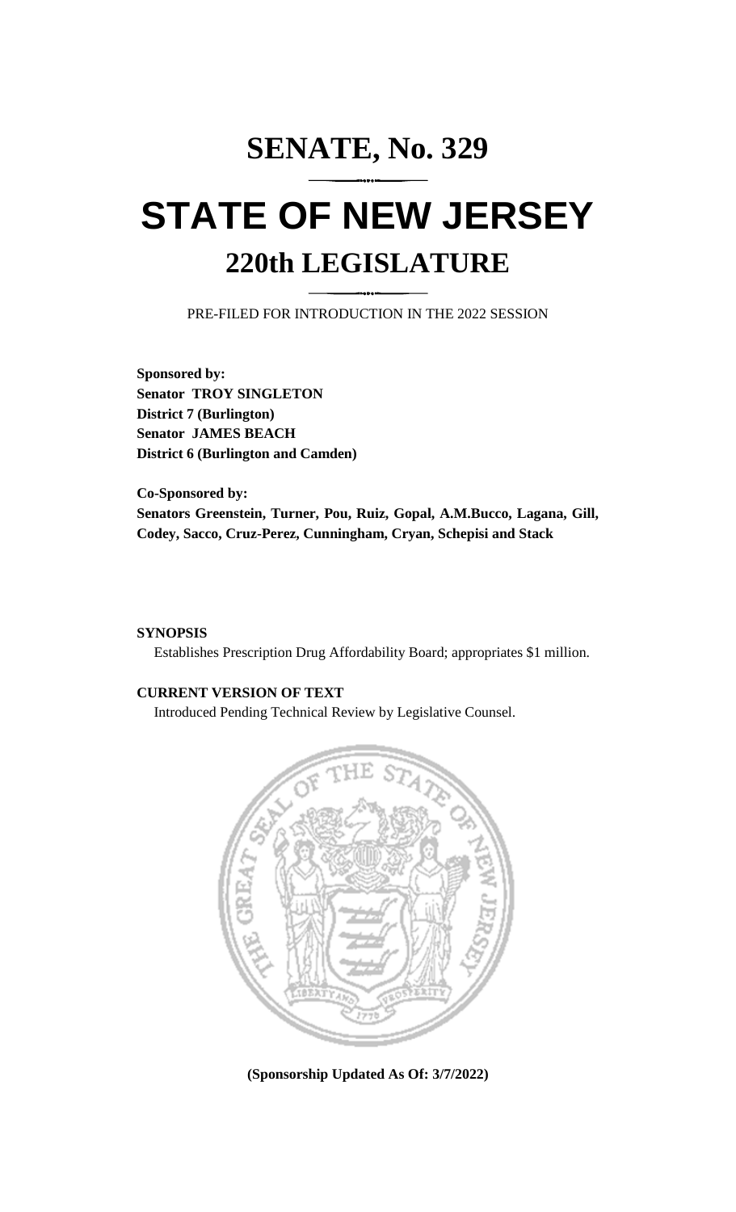# SENATE, No. 329

# STATE OF NEW JERSEY

## 220th LEGISLATURE

PRE-FILED FOR INTRODUCTION IN THE 2022 SESSION

**Sponsored by:**
**Senator TROY SINGLETON**
**District 7 (Burlington)**
**Senator JAMES BEACH**
**District 6 (Burlington and Camden)**

**Co-Sponsored by:**
**Senators Greenstein, Turner, Pou, Ruiz, Gopal, A.M.Bucco, Lagana, Gill, Codey, Sacco, Cruz-Perez, Cunningham, Cryan, Schepisi and Stack**

**SYNOPSIS**

Establishes Prescription Drug Affordability Board; appropriates $1 million.

**CURRENT VERSION OF TEXT**

Introduced Pending Technical Review by Legislative Counsel.

**(Sponsorship Updated As Of: 3/7/2022)**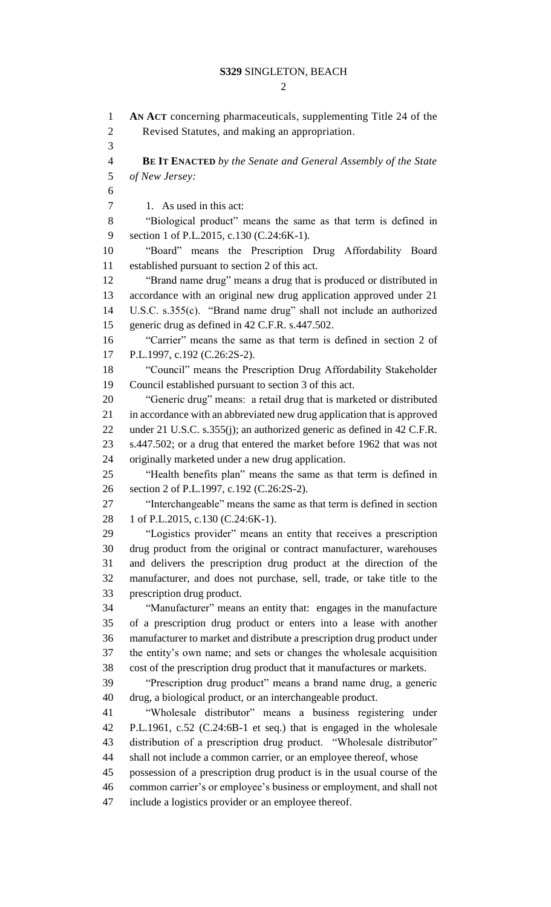**AN ACT** concerning pharmaceuticals, supplementing Title 24 of the Revised Statutes, and making an appropriation.

**BE IT ENACTED** *by the Senate and General Assembly of the State of New Jersey:*

1. As used in this act:

"Biological product" means the same as that term is defined in section 1 of P.L.2015, c.130 (C.24:6K-1).

"Board" means the Prescription Drug Affordability Board established pursuant to section 2 of this act.

"Brand name drug" means a drug that is produced or distributed in accordance with an original new drug application approved under 21 U.S.C. s.355(c). "Brand name drug" shall not include an authorized generic drug as defined in 42 C.F.R. s.447.502.

"Carrier" means the same as that term is defined in section 2 of P.L.1997, c.192 (C.26:2S-2).

"Council" means the Prescription Drug Affordability Stakeholder Council established pursuant to section 3 of this act.

"Generic drug" means: a retail drug that is marketed or distributed in accordance with an abbreviated new drug application that is approved under 21 U.S.C. s.355(j); an authorized generic as defined in 42 C.F.R. s.447.502; or a drug that entered the market before 1962 that was not originally marketed under a new drug application.

"Health benefits plan" means the same as that term is defined in section 2 of P.L.1997, c.192 (C.26:2S-2).

"Interchangeable" means the same as that term is defined in section 1 of P.L.2015, c.130 (C.24:6K-1).

"Logistics provider" means an entity that receives a prescription drug product from the original or contract manufacturer, warehouses and delivers the prescription drug product at the direction of the manufacturer, and does not purchase, sell, trade, or take title to the prescription drug product.

"Manufacturer" means an entity that: engages in the manufacture of a prescription drug product or enters into a lease with another manufacturer to market and distribute a prescription drug product under the entity's own name; and sets or changes the wholesale acquisition cost of the prescription drug product that it manufactures or markets.

"Prescription drug product" means a brand name drug, a generic drug, a biological product, or an interchangeable product.

"Wholesale distributor" means a business registering under P.L.1961, c.52 (C.24:6B-1 et seq.) that is engaged in the wholesale distribution of a prescription drug product. "Wholesale distributor" shall not include a common carrier, or an employee thereof, whose possession of a prescription drug product is in the usual course of the common carrier's or employee's business or employment, and shall not include a logistics provider or an employee thereof.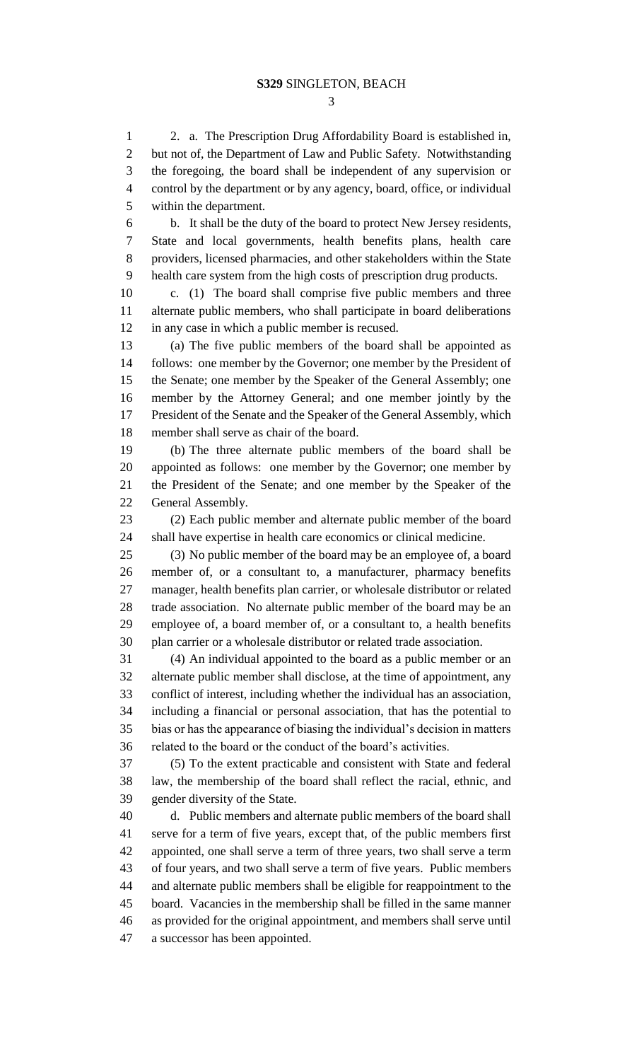2. a. The Prescription Drug Affordability Board is established in, but not of, the Department of Law and Public Safety. Notwithstanding the foregoing, the board shall be independent of any supervision or control by the department or by any agency, board, office, or individual within the department.

b. It shall be the duty of the board to protect New Jersey residents, State and local governments, health benefits plans, health care providers, licensed pharmacies, and other stakeholders within the State health care system from the high costs of prescription drug products.

c. (1) The board shall comprise five public members and three alternate public members, who shall participate in board deliberations in any case in which a public member is recused.

(a) The five public members of the board shall be appointed as follows: one member by the Governor; one member by the President of the Senate; one member by the Speaker of the General Assembly; one member by the Attorney General; and one member jointly by the President of the Senate and the Speaker of the General Assembly, which member shall serve as chair of the board.

(b) The three alternate public members of the board shall be appointed as follows: one member by the Governor; one member by the President of the Senate; and one member by the Speaker of the General Assembly.

(2) Each public member and alternate public member of the board shall have expertise in health care economics or clinical medicine.

(3) No public member of the board may be an employee of, a board member of, or a consultant to, a manufacturer, pharmacy benefits manager, health benefits plan carrier, or wholesale distributor or related trade association. No alternate public member of the board may be an employee of, a board member of, or a consultant to, a health benefits plan carrier or a wholesale distributor or related trade association.

(4) An individual appointed to the board as a public member or an alternate public member shall disclose, at the time of appointment, any conflict of interest, including whether the individual has an association, including a financial or personal association, that has the potential to bias or has the appearance of biasing the individual's decision in matters related to the board or the conduct of the board's activities.

(5) To the extent practicable and consistent with State and federal law, the membership of the board shall reflect the racial, ethnic, and gender diversity of the State.

d. Public members and alternate public members of the board shall serve for a term of five years, except that, of the public members first appointed, one shall serve a term of three years, two shall serve a term of four years, and two shall serve a term of five years. Public members and alternate public members shall be eligible for reappointment to the board. Vacancies in the membership shall be filled in the same manner as provided for the original appointment, and members shall serve until a successor has been appointed.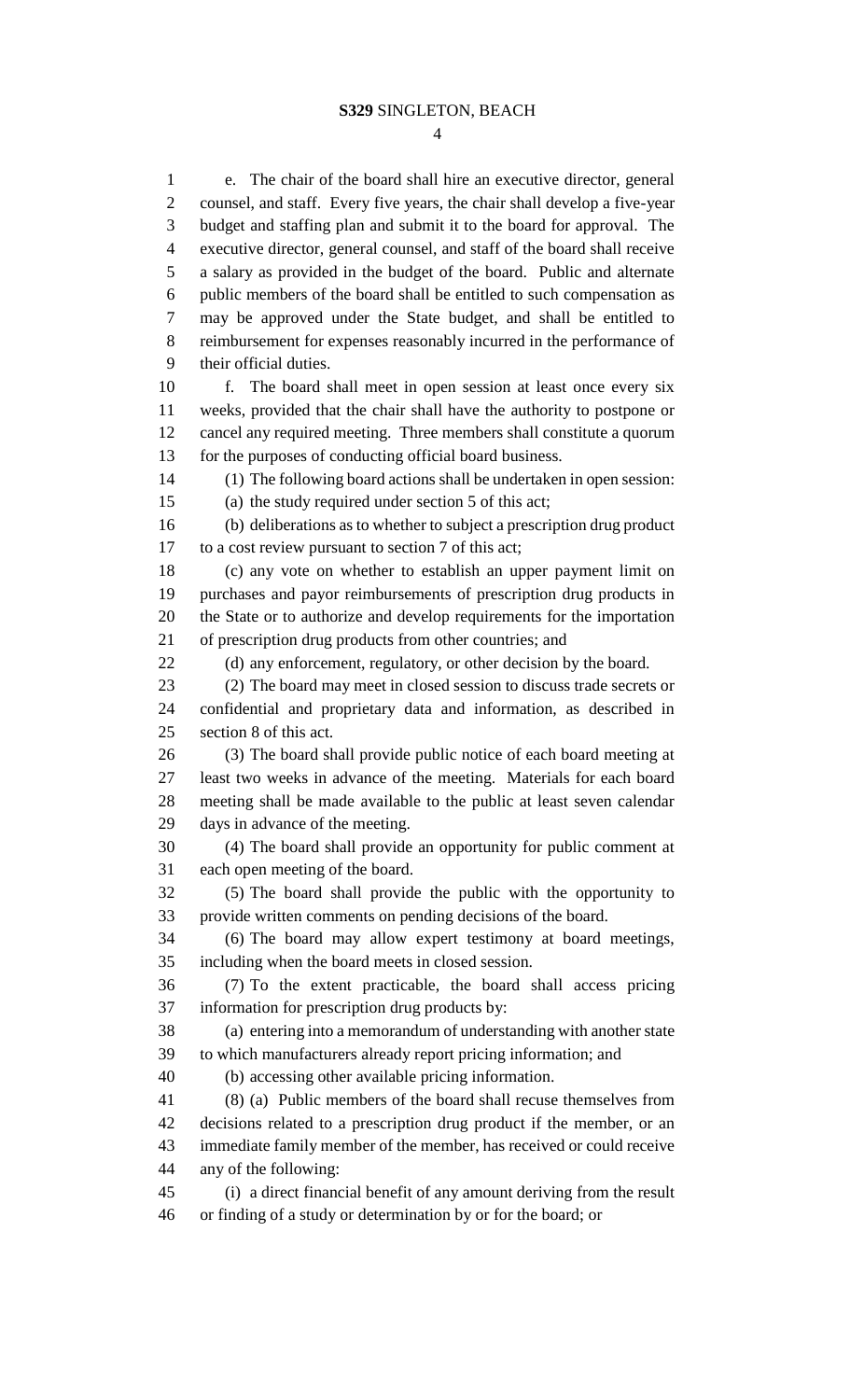e. The chair of the board shall hire an executive director, general counsel, and staff. Every five years, the chair shall develop a five-year budget and staffing plan and submit it to the board for approval. The executive director, general counsel, and staff of the board shall receive a salary as provided in the budget of the board. Public and alternate public members of the board shall be entitled to such compensation as may be approved under the State budget, and shall be entitled to reimbursement for expenses reasonably incurred in the performance of their official duties.

f. The board shall meet in open session at least once every six weeks, provided that the chair shall have the authority to postpone or cancel any required meeting. Three members shall constitute a quorum for the purposes of conducting official board business.

(1) The following board actions shall be undertaken in open session:

(a) the study required under section 5 of this act;

(b) deliberations as to whether to subject a prescription drug product to a cost review pursuant to section 7 of this act;

(c) any vote on whether to establish an upper payment limit on purchases and payor reimbursements of prescription drug products in the State or to authorize and develop requirements for the importation of prescription drug products from other countries; and

(d) any enforcement, regulatory, or other decision by the board.

(2) The board may meet in closed session to discuss trade secrets or confidential and proprietary data and information, as described in section 8 of this act.

(3) The board shall provide public notice of each board meeting at least two weeks in advance of the meeting. Materials for each board meeting shall be made available to the public at least seven calendar days in advance of the meeting.

(4) The board shall provide an opportunity for public comment at each open meeting of the board.

(5) The board shall provide the public with the opportunity to provide written comments on pending decisions of the board.

(6) The board may allow expert testimony at board meetings, including when the board meets in closed session.

(7) To the extent practicable, the board shall access pricing information for prescription drug products by:

(a) entering into a memorandum of understanding with another state to which manufacturers already report pricing information; and

(b) accessing other available pricing information.

(8) (a) Public members of the board shall recuse themselves from decisions related to a prescription drug product if the member, or an immediate family member of the member, has received or could receive any of the following:

(i) a direct financial benefit of any amount deriving from the result or finding of a study or determination by or for the board; or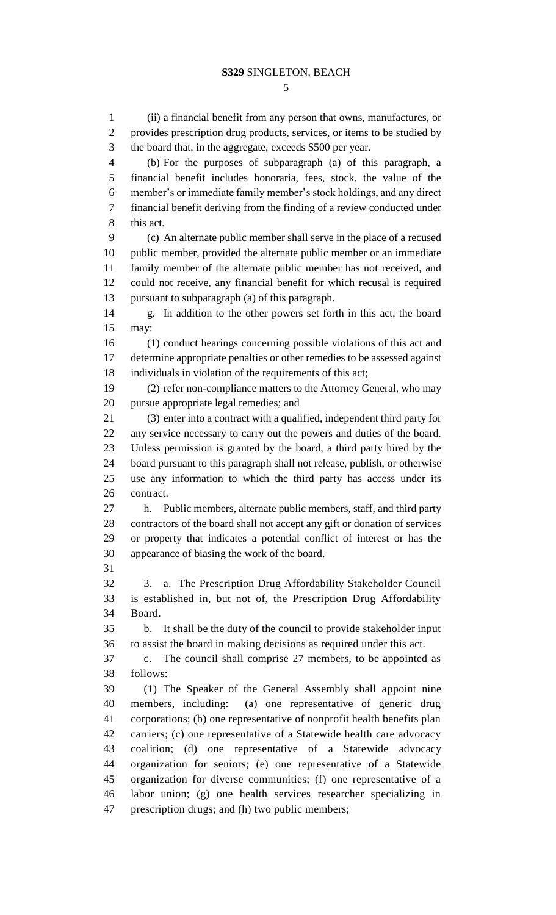(ii) a financial benefit from any person that owns, manufactures, or provides prescription drug products, services, or items to be studied by the board that, in the aggregate, exceeds $500 per year.

(b) For the purposes of subparagraph (a) of this paragraph, a financial benefit includes honoraria, fees, stock, the value of the member's or immediate family member's stock holdings, and any direct financial benefit deriving from the finding of a review conducted under this act.

(c) An alternate public member shall serve in the place of a recused public member, provided the alternate public member or an immediate family member of the alternate public member has not received, and could not receive, any financial benefit for which recusal is required pursuant to subparagraph (a) of this paragraph.

g. In addition to the other powers set forth in this act, the board may:

(1) conduct hearings concerning possible violations of this act and determine appropriate penalties or other remedies to be assessed against individuals in violation of the requirements of this act;

(2) refer non-compliance matters to the Attorney General, who may pursue appropriate legal remedies; and

(3) enter into a contract with a qualified, independent third party for any service necessary to carry out the powers and duties of the board. Unless permission is granted by the board, a third party hired by the board pursuant to this paragraph shall not release, publish, or otherwise use any information to which the third party has access under its contract.

h. Public members, alternate public members, staff, and third party contractors of the board shall not accept any gift or donation of services or property that indicates a potential conflict of interest or has the appearance of biasing the work of the board.

3. a. The Prescription Drug Affordability Stakeholder Council is established in, but not of, the Prescription Drug Affordability Board.

b. It shall be the duty of the council to provide stakeholder input to assist the board in making decisions as required under this act.

c. The council shall comprise 27 members, to be appointed as follows:

(1) The Speaker of the General Assembly shall appoint nine members, including: (a) one representative of generic drug corporations; (b) one representative of nonprofit health benefits plan carriers; (c) one representative of a Statewide health care advocacy coalition; (d) one representative of a Statewide advocacy organization for seniors; (e) one representative of a Statewide organization for diverse communities; (f) one representative of a labor union; (g) one health services researcher specializing in prescription drugs; and (h) two public members;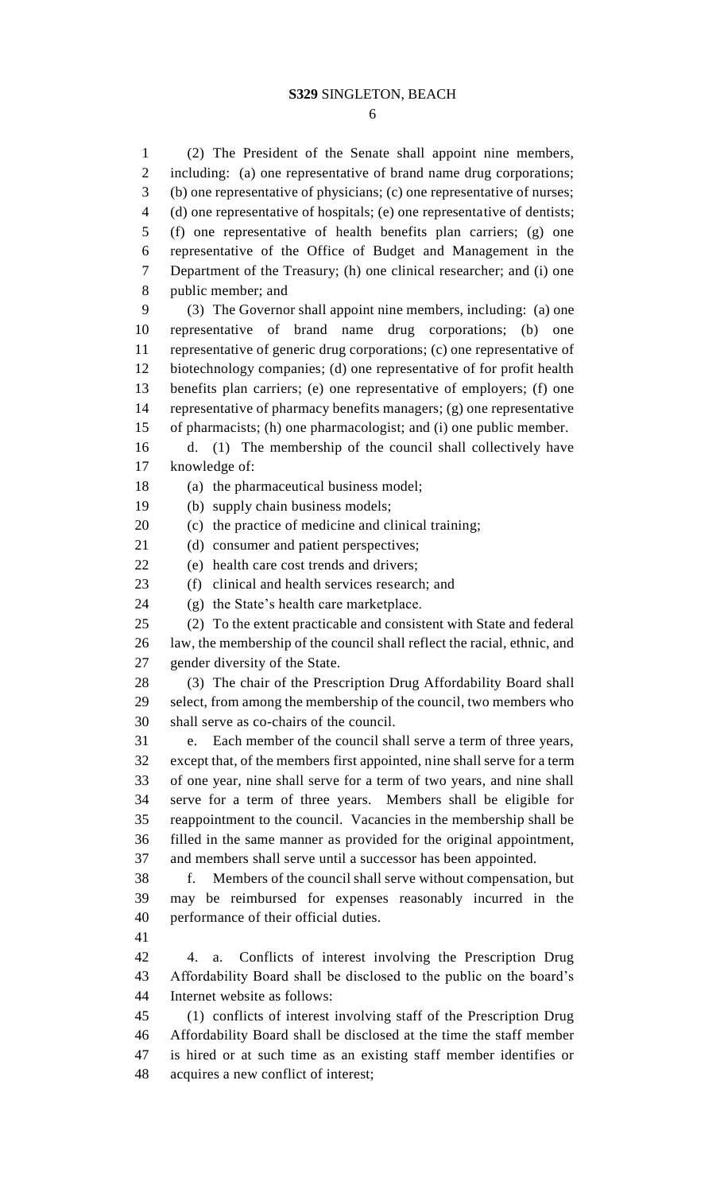(2) The President of the Senate shall appoint nine members, including: (a) one representative of brand name drug corporations; (b) one representative of physicians; (c) one representative of nurses; (d) one representative of hospitals; (e) one representative of dentists; (f) one representative of health benefits plan carriers; (g) one representative of the Office of Budget and Management in the Department of the Treasury; (h) one clinical researcher; and (i) one public member; and

(3) The Governor shall appoint nine members, including: (a) one representative of brand name drug corporations; (b) one representative of generic drug corporations; (c) one representative of biotechnology companies; (d) one representative of for profit health benefits plan carriers; (e) one representative of employers; (f) one representative of pharmacy benefits managers; (g) one representative of pharmacists; (h) one pharmacologist; and (i) one public member.

d. (1) The membership of the council shall collectively have knowledge of:

(a) the pharmaceutical business model;

(b) supply chain business models;

(c) the practice of medicine and clinical training;

(d) consumer and patient perspectives;

(e) health care cost trends and drivers;

(f) clinical and health services research; and

(g) the State's health care marketplace.

(2) To the extent practicable and consistent with State and federal law, the membership of the council shall reflect the racial, ethnic, and gender diversity of the State.

(3) The chair of the Prescription Drug Affordability Board shall select, from among the membership of the council, two members who shall serve as co-chairs of the council.

e. Each member of the council shall serve a term of three years, except that, of the members first appointed, nine shall serve for a term of one year, nine shall serve for a term of two years, and nine shall serve for a term of three years. Members shall be eligible for reappointment to the council. Vacancies in the membership shall be filled in the same manner as provided for the original appointment, and members shall serve until a successor has been appointed.

f. Members of the council shall serve without compensation, but may be reimbursed for expenses reasonably incurred in the performance of their official duties.

4. a. Conflicts of interest involving the Prescription Drug Affordability Board shall be disclosed to the public on the board's Internet website as follows:

(1) conflicts of interest involving staff of the Prescription Drug Affordability Board shall be disclosed at the time the staff member is hired or at such time as an existing staff member identifies or acquires a new conflict of interest;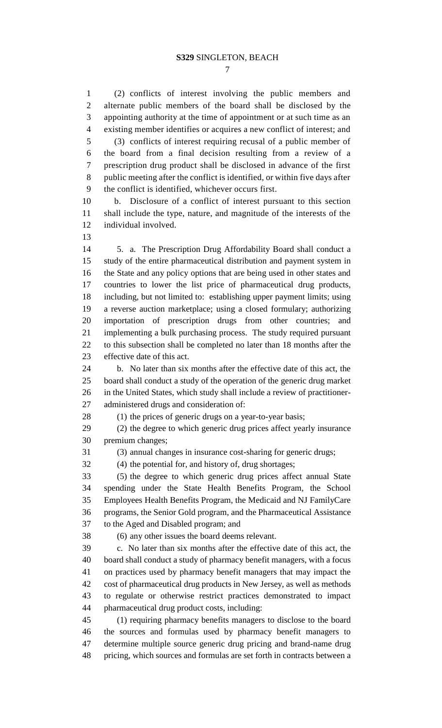(2) conflicts of interest involving the public members and alternate public members of the board shall be disclosed by the appointing authority at the time of appointment or at such time as an existing member identifies or acquires a new conflict of interest; and

(3) conflicts of interest requiring recusal of a public member of the board from a final decision resulting from a review of a prescription drug product shall be disclosed in advance of the first public meeting after the conflict is identified, or within five days after the conflict is identified, whichever occurs first.

b. Disclosure of a conflict of interest pursuant to this section shall include the type, nature, and magnitude of the interests of the individual involved.

5. a. The Prescription Drug Affordability Board shall conduct a study of the entire pharmaceutical distribution and payment system in the State and any policy options that are being used in other states and countries to lower the list price of pharmaceutical drug products, including, but not limited to: establishing upper payment limits; using a reverse auction marketplace; using a closed formulary; authorizing importation of prescription drugs from other countries; and implementing a bulk purchasing process. The study required pursuant to this subsection shall be completed no later than 18 months after the effective date of this act.

b. No later than six months after the effective date of this act, the board shall conduct a study of the operation of the generic drug market in the United States, which study shall include a review of practitioner-administered drugs and consideration of:

(1) the prices of generic drugs on a year-to-year basis;

(2) the degree to which generic drug prices affect yearly insurance premium changes;

(3) annual changes in insurance cost-sharing for generic drugs;

(4) the potential for, and history of, drug shortages;

(5) the degree to which generic drug prices affect annual State spending under the State Health Benefits Program, the School Employees Health Benefits Program, the Medicaid and NJ FamilyCare programs, the Senior Gold program, and the Pharmaceutical Assistance to the Aged and Disabled program; and

(6) any other issues the board deems relevant.

c. No later than six months after the effective date of this act, the board shall conduct a study of pharmacy benefit managers, with a focus on practices used by pharmacy benefit managers that may impact the cost of pharmaceutical drug products in New Jersey, as well as methods to regulate or otherwise restrict practices demonstrated to impact pharmaceutical drug product costs, including:

(1) requiring pharmacy benefits managers to disclose to the board the sources and formulas used by pharmacy benefit managers to determine multiple source generic drug pricing and brand-name drug pricing, which sources and formulas are set forth in contracts between a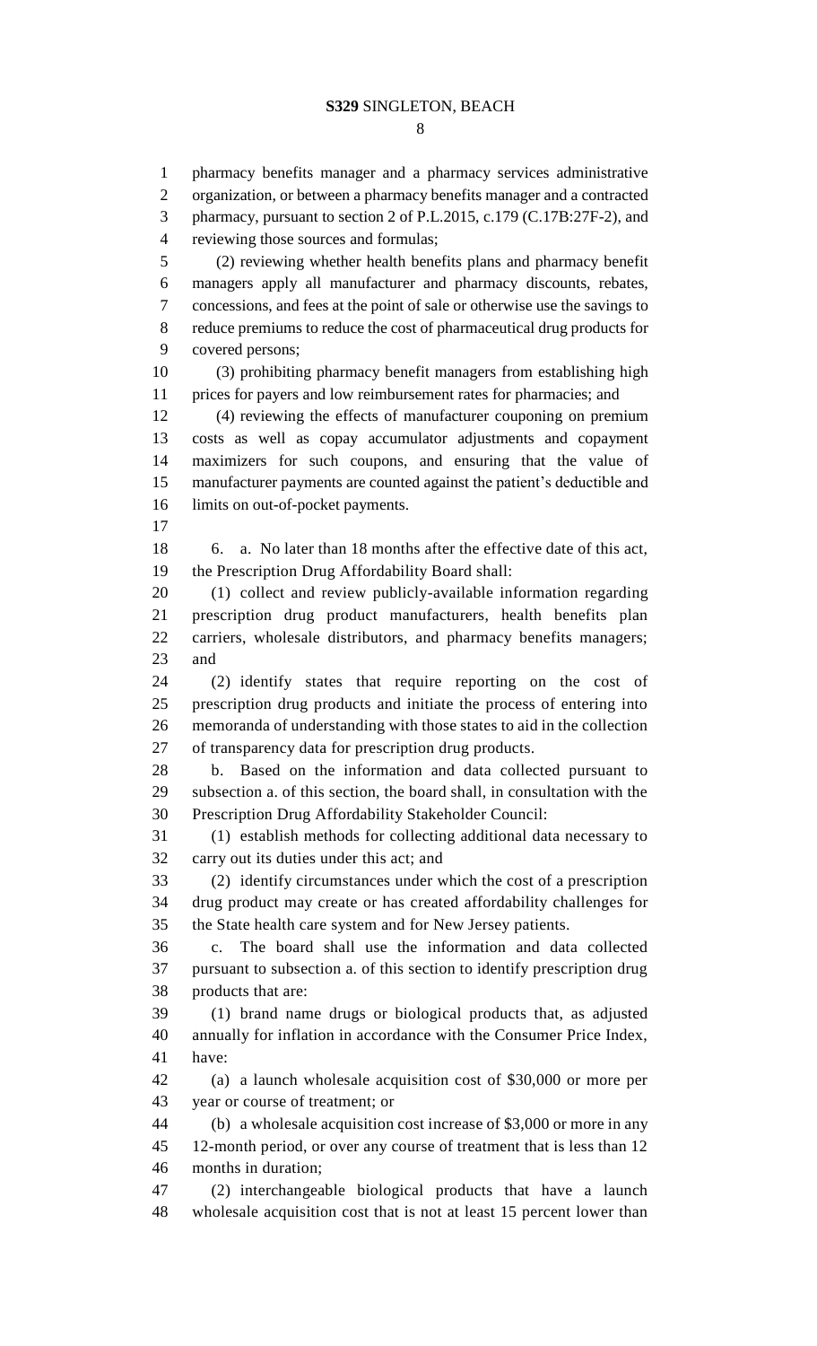pharmacy benefits manager and a pharmacy services administrative organization, or between a pharmacy benefits manager and a contracted pharmacy, pursuant to section 2 of P.L.2015, c.179 (C.17B:27F-2), and reviewing those sources and formulas;

(2) reviewing whether health benefits plans and pharmacy benefit managers apply all manufacturer and pharmacy discounts, rebates, concessions, and fees at the point of sale or otherwise use the savings to reduce premiums to reduce the cost of pharmaceutical drug products for covered persons;

(3) prohibiting pharmacy benefit managers from establishing high prices for payers and low reimbursement rates for pharmacies; and

(4) reviewing the effects of manufacturer couponing on premium costs as well as copay accumulator adjustments and copayment maximizers for such coupons, and ensuring that the value of manufacturer payments are counted against the patient's deductible and limits on out-of-pocket payments.

6. a. No later than 18 months after the effective date of this act, the Prescription Drug Affordability Board shall:

(1) collect and review publicly-available information regarding prescription drug product manufacturers, health benefits plan carriers, wholesale distributors, and pharmacy benefits managers; and

(2) identify states that require reporting on the cost of prescription drug products and initiate the process of entering into memoranda of understanding with those states to aid in the collection of transparency data for prescription drug products.

b. Based on the information and data collected pursuant to subsection a. of this section, the board shall, in consultation with the Prescription Drug Affordability Stakeholder Council:

(1) establish methods for collecting additional data necessary to carry out its duties under this act; and

(2) identify circumstances under which the cost of a prescription drug product may create or has created affordability challenges for the State health care system and for New Jersey patients.

c. The board shall use the information and data collected pursuant to subsection a. of this section to identify prescription drug products that are:

(1) brand name drugs or biological products that, as adjusted annually for inflation in accordance with the Consumer Price Index, have:

(a) a launch wholesale acquisition cost of $30,000 or more per year or course of treatment; or

(b) a wholesale acquisition cost increase of $3,000 or more in any 12-month period, or over any course of treatment that is less than 12 months in duration;

(2) interchangeable biological products that have a launch wholesale acquisition cost that is not at least 15 percent lower than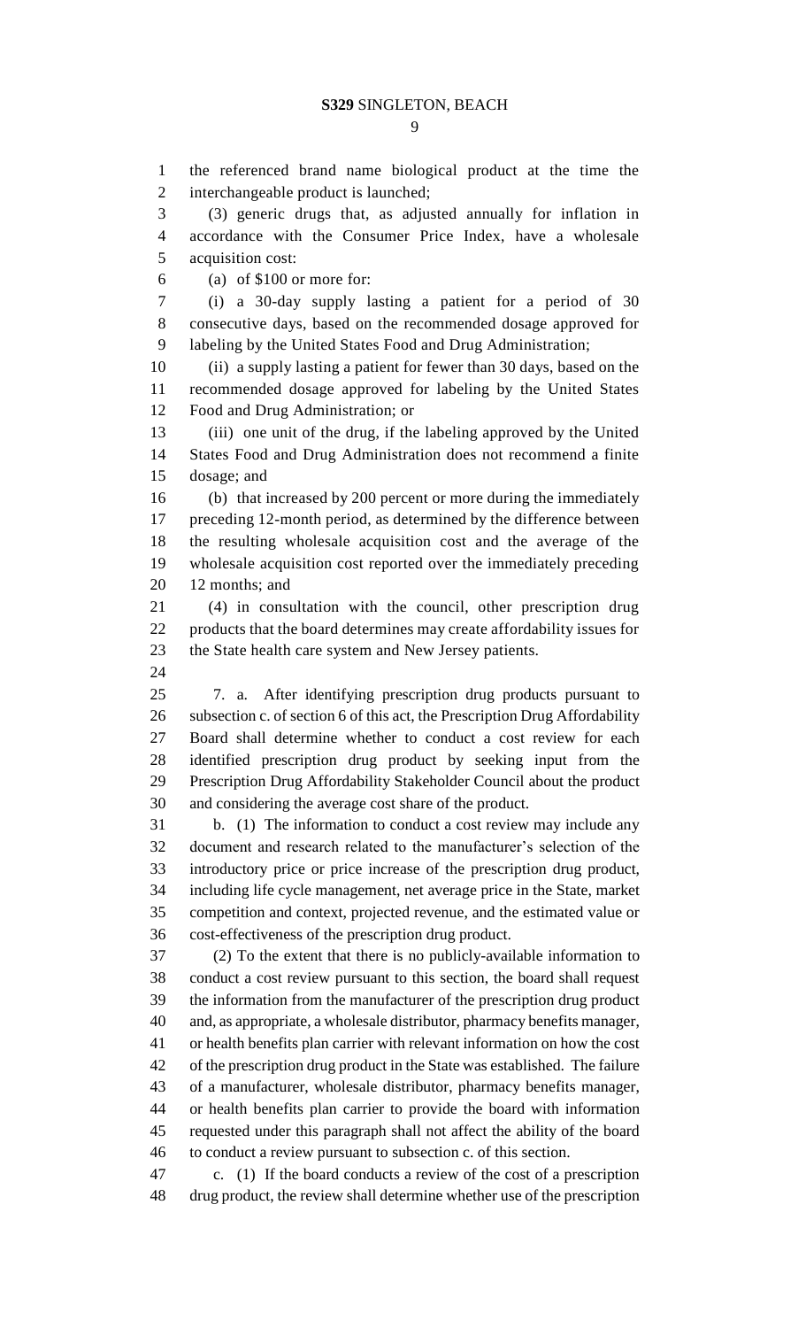the referenced brand name biological product at the time the interchangeable product is launched;

(3) generic drugs that, as adjusted annually for inflation in accordance with the Consumer Price Index, have a wholesale acquisition cost:

(a) of $100 or more for:

(i) a 30-day supply lasting a patient for a period of 30 consecutive days, based on the recommended dosage approved for labeling by the United States Food and Drug Administration;

(ii) a supply lasting a patient for fewer than 30 days, based on the recommended dosage approved for labeling by the United States Food and Drug Administration; or

(iii) one unit of the drug, if the labeling approved by the United States Food and Drug Administration does not recommend a finite dosage; and

(b) that increased by 200 percent or more during the immediately preceding 12-month period, as determined by the difference between the resulting wholesale acquisition cost and the average of the wholesale acquisition cost reported over the immediately preceding 12 months; and

(4) in consultation with the council, other prescription drug products that the board determines may create affordability issues for the State health care system and New Jersey patients.

7. a. After identifying prescription drug products pursuant to subsection c. of section 6 of this act, the Prescription Drug Affordability Board shall determine whether to conduct a cost review for each identified prescription drug product by seeking input from the Prescription Drug Affordability Stakeholder Council about the product and considering the average cost share of the product.

b. (1) The information to conduct a cost review may include any document and research related to the manufacturer's selection of the introductory price or price increase of the prescription drug product, including life cycle management, net average price in the State, market competition and context, projected revenue, and the estimated value or cost-effectiveness of the prescription drug product.

(2) To the extent that there is no publicly-available information to conduct a cost review pursuant to this section, the board shall request the information from the manufacturer of the prescription drug product and, as appropriate, a wholesale distributor, pharmacy benefits manager, or health benefits plan carrier with relevant information on how the cost of the prescription drug product in the State was established. The failure of a manufacturer, wholesale distributor, pharmacy benefits manager, or health benefits plan carrier to provide the board with information requested under this paragraph shall not affect the ability of the board to conduct a review pursuant to subsection c. of this section.

c. (1) If the board conducts a review of the cost of a prescription drug product, the review shall determine whether use of the prescription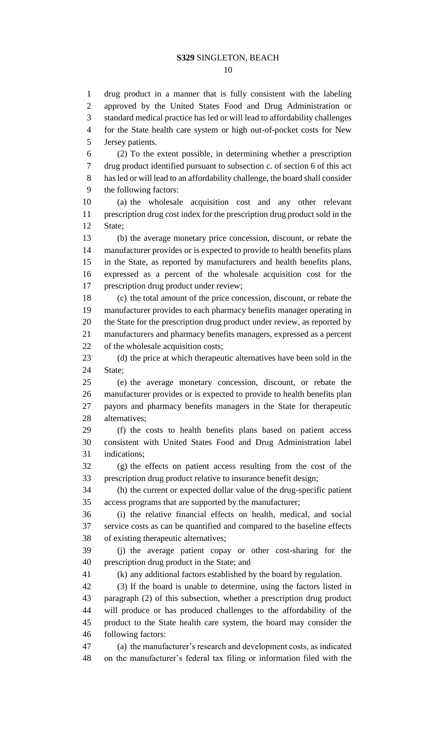drug product in a manner that is fully consistent with the labeling approved by the United States Food and Drug Administration or standard medical practice has led or will lead to affordability challenges for the State health care system or high out-of-pocket costs for New Jersey patients.

(2) To the extent possible, in determining whether a prescription drug product identified pursuant to subsection c. of section 6 of this act has led or will lead to an affordability challenge, the board shall consider the following factors:

(a) the wholesale acquisition cost and any other relevant prescription drug cost index for the prescription drug product sold in the State;

(b) the average monetary price concession, discount, or rebate the manufacturer provides or is expected to provide to health benefits plans in the State, as reported by manufacturers and health benefits plans, expressed as a percent of the wholesale acquisition cost for the prescription drug product under review;

(c) the total amount of the price concession, discount, or rebate the manufacturer provides to each pharmacy benefits manager operating in the State for the prescription drug product under review, as reported by manufacturers and pharmacy benefits managers, expressed as a percent of the wholesale acquisition costs;

(d) the price at which therapeutic alternatives have been sold in the State;

(e) the average monetary concession, discount, or rebate the manufacturer provides or is expected to provide to health benefits plan payors and pharmacy benefits managers in the State for therapeutic alternatives;

(f) the costs to health benefits plans based on patient access consistent with United States Food and Drug Administration label indications;

(g) the effects on patient access resulting from the cost of the prescription drug product relative to insurance benefit design;

(h) the current or expected dollar value of the drug-specific patient access programs that are supported by the manufacturer;

(i) the relative financial effects on health, medical, and social service costs as can be quantified and compared to the baseline effects of existing therapeutic alternatives;

(j) the average patient copay or other cost-sharing for the prescription drug product in the State; and

(k) any additional factors established by the board by regulation.

(3) If the board is unable to determine, using the factors listed in paragraph (2) of this subsection, whether a prescription drug product will produce or has produced challenges to the affordability of the product to the State health care system, the board may consider the following factors:

(a) the manufacturer's research and development costs, as indicated on the manufacturer's federal tax filing or information filed with the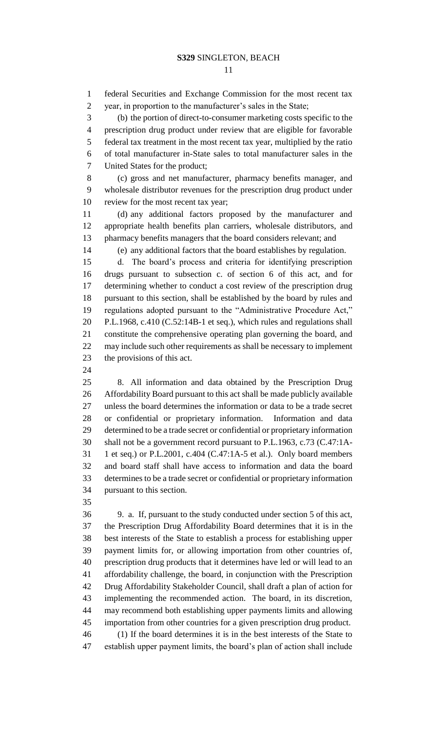federal Securities and Exchange Commission for the most recent tax year, in proportion to the manufacturer's sales in the State;

(b) the portion of direct-to-consumer marketing costs specific to the prescription drug product under review that are eligible for favorable federal tax treatment in the most recent tax year, multiplied by the ratio of total manufacturer in-State sales to total manufacturer sales in the United States for the product;

(c) gross and net manufacturer, pharmacy benefits manager, and wholesale distributor revenues for the prescription drug product under review for the most recent tax year;

(d) any additional factors proposed by the manufacturer and appropriate health benefits plan carriers, wholesale distributors, and pharmacy benefits managers that the board considers relevant; and

(e) any additional factors that the board establishes by regulation.

d. The board's process and criteria for identifying prescription drugs pursuant to subsection c. of section 6 of this act, and for determining whether to conduct a cost review of the prescription drug pursuant to this section, shall be established by the board by rules and regulations adopted pursuant to the "Administrative Procedure Act," P.L.1968, c.410 (C.52:14B-1 et seq.), which rules and regulations shall constitute the comprehensive operating plan governing the board, and may include such other requirements as shall be necessary to implement the provisions of this act.

8. All information and data obtained by the Prescription Drug Affordability Board pursuant to this act shall be made publicly available unless the board determines the information or data to be a trade secret or confidential or proprietary information. Information and data determined to be a trade secret or confidential or proprietary information shall not be a government record pursuant to P.L.1963, c.73 (C.47:1A-1 et seq.) or P.L.2001, c.404 (C.47:1A-5 et al.). Only board members and board staff shall have access to information and data the board determines to be a trade secret or confidential or proprietary information pursuant to this section.

9. a. If, pursuant to the study conducted under section 5 of this act, the Prescription Drug Affordability Board determines that it is in the best interests of the State to establish a process for establishing upper payment limits for, or allowing importation from other countries of, prescription drug products that it determines have led or will lead to an affordability challenge, the board, in conjunction with the Prescription Drug Affordability Stakeholder Council, shall draft a plan of action for implementing the recommended action. The board, in its discretion, may recommend both establishing upper payments limits and allowing importation from other countries for a given prescription drug product.

(1) If the board determines it is in the best interests of the State to establish upper payment limits, the board's plan of action shall include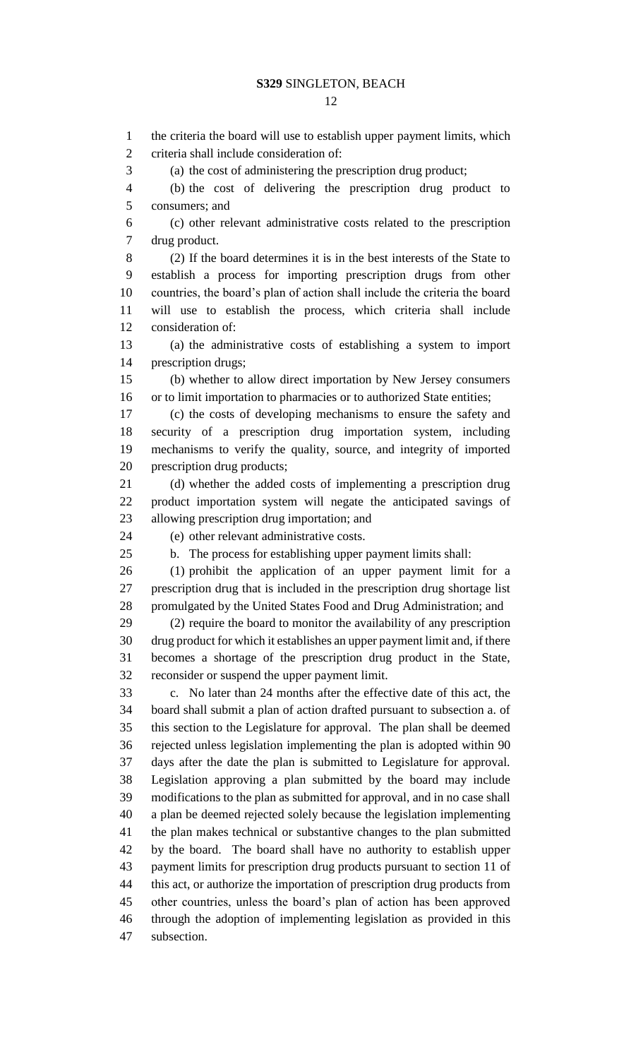the criteria the board will use to establish upper payment limits, which criteria shall include consideration of:

(a) the cost of administering the prescription drug product;

(b) the cost of delivering the prescription drug product to consumers; and

(c) other relevant administrative costs related to the prescription drug product.

(2) If the board determines it is in the best interests of the State to establish a process for importing prescription drugs from other countries, the board's plan of action shall include the criteria the board will use to establish the process, which criteria shall include consideration of:

(a) the administrative costs of establishing a system to import prescription drugs;

(b) whether to allow direct importation by New Jersey consumers or to limit importation to pharmacies or to authorized State entities;

(c) the costs of developing mechanisms to ensure the safety and security of a prescription drug importation system, including mechanisms to verify the quality, source, and integrity of imported prescription drug products;

(d) whether the added costs of implementing a prescription drug product importation system will negate the anticipated savings of allowing prescription drug importation; and

(e) other relevant administrative costs.

b. The process for establishing upper payment limits shall:

(1) prohibit the application of an upper payment limit for a prescription drug that is included in the prescription drug shortage list promulgated by the United States Food and Drug Administration; and

(2) require the board to monitor the availability of any prescription drug product for which it establishes an upper payment limit and, if there becomes a shortage of the prescription drug product in the State, reconsider or suspend the upper payment limit.

c. No later than 24 months after the effective date of this act, the board shall submit a plan of action drafted pursuant to subsection a. of this section to the Legislature for approval. The plan shall be deemed rejected unless legislation implementing the plan is adopted within 90 days after the date the plan is submitted to Legislature for approval. Legislation approving a plan submitted by the board may include modifications to the plan as submitted for approval, and in no case shall a plan be deemed rejected solely because the legislation implementing the plan makes technical or substantive changes to the plan submitted by the board. The board shall have no authority to establish upper payment limits for prescription drug products pursuant to section 11 of this act, or authorize the importation of prescription drug products from other countries, unless the board's plan of action has been approved through the adoption of implementing legislation as provided in this subsection.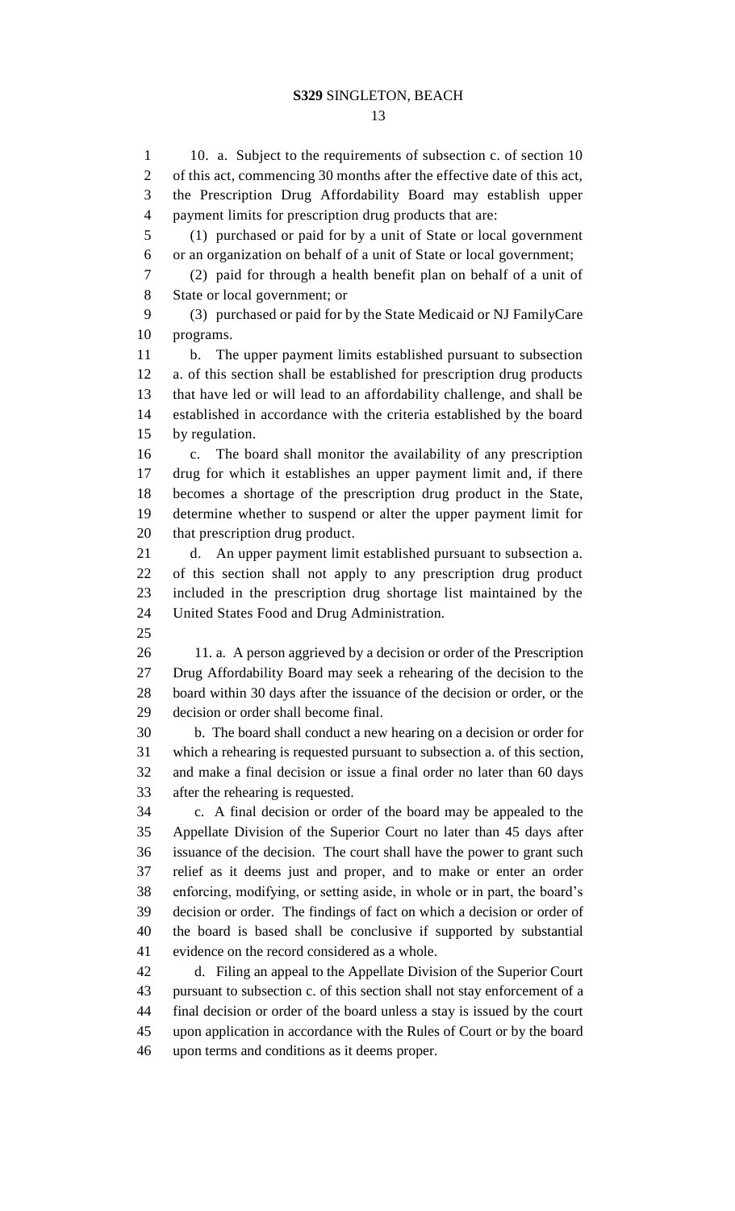10. a. Subject to the requirements of subsection c. of section 10 of this act, commencing 30 months after the effective date of this act, the Prescription Drug Affordability Board may establish upper payment limits for prescription drug products that are:

(1) purchased or paid for by a unit of State or local government or an organization on behalf of a unit of State or local government;

(2) paid for through a health benefit plan on behalf of a unit of State or local government; or

(3) purchased or paid for by the State Medicaid or NJ FamilyCare programs.

b. The upper payment limits established pursuant to subsection a. of this section shall be established for prescription drug products that have led or will lead to an affordability challenge, and shall be established in accordance with the criteria established by the board by regulation.

c. The board shall monitor the availability of any prescription drug for which it establishes an upper payment limit and, if there becomes a shortage of the prescription drug product in the State, determine whether to suspend or alter the upper payment limit for that prescription drug product.

d. An upper payment limit established pursuant to subsection a. of this section shall not apply to any prescription drug product included in the prescription drug shortage list maintained by the United States Food and Drug Administration.

11. a. A person aggrieved by a decision or order of the Prescription Drug Affordability Board may seek a rehearing of the decision to the board within 30 days after the issuance of the decision or order, or the decision or order shall become final.

b. The board shall conduct a new hearing on a decision or order for which a rehearing is requested pursuant to subsection a. of this section, and make a final decision or issue a final order no later than 60 days after the rehearing is requested.

c. A final decision or order of the board may be appealed to the Appellate Division of the Superior Court no later than 45 days after issuance of the decision. The court shall have the power to grant such relief as it deems just and proper, and to make or enter an order enforcing, modifying, or setting aside, in whole or in part, the board's decision or order. The findings of fact on which a decision or order of the board is based shall be conclusive if supported by substantial evidence on the record considered as a whole.

d. Filing an appeal to the Appellate Division of the Superior Court pursuant to subsection c. of this section shall not stay enforcement of a final decision or order of the board unless a stay is issued by the court upon application in accordance with the Rules of Court or by the board upon terms and conditions as it deems proper.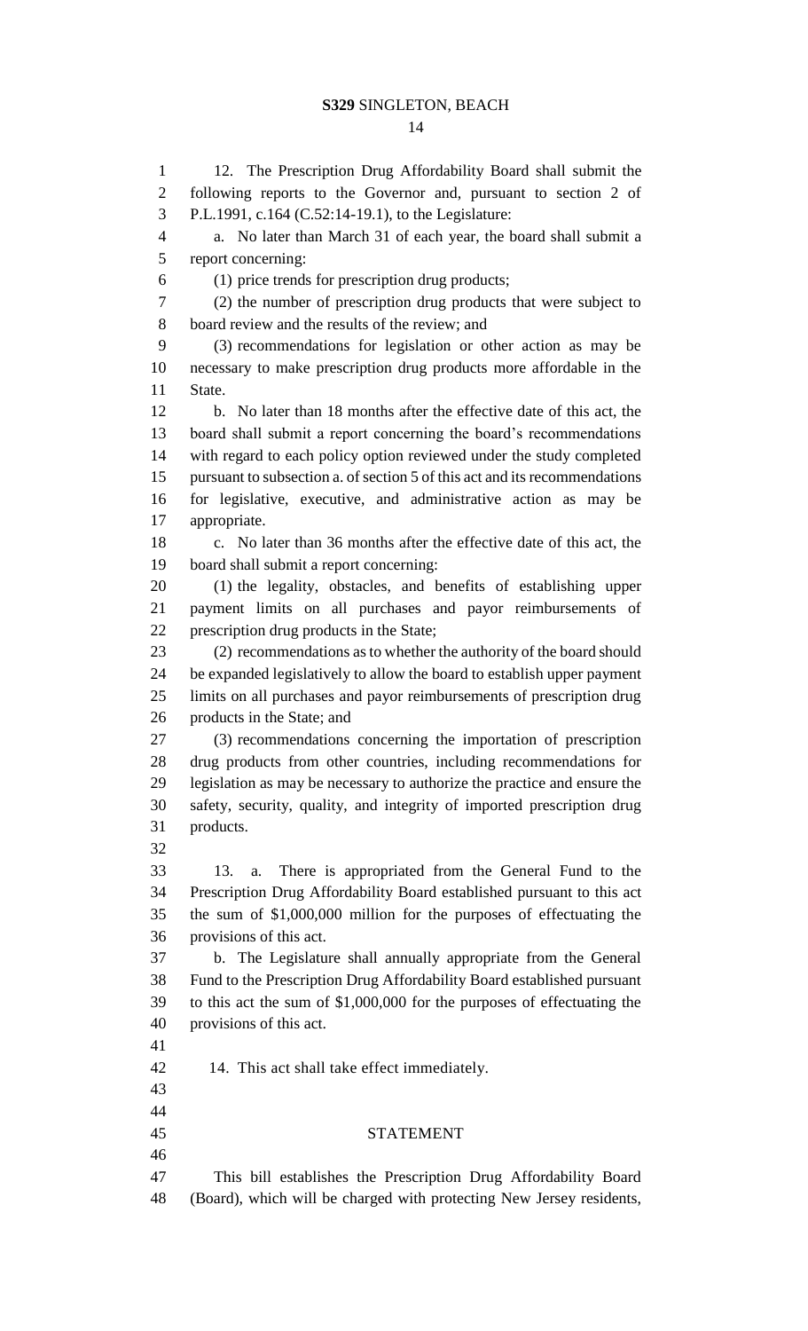12. The Prescription Drug Affordability Board shall submit the following reports to the Governor and, pursuant to section 2 of P.L.1991, c.164 (C.52:14-19.1), to the Legislature:

a. No later than March 31 of each year, the board shall submit a report concerning:

(1) price trends for prescription drug products;

(2) the number of prescription drug products that were subject to board review and the results of the review; and

(3) recommendations for legislation or other action as may be necessary to make prescription drug products more affordable in the State.

b. No later than 18 months after the effective date of this act, the board shall submit a report concerning the board's recommendations with regard to each policy option reviewed under the study completed pursuant to subsection a. of section 5 of this act and its recommendations for legislative, executive, and administrative action as may be appropriate.

c. No later than 36 months after the effective date of this act, the board shall submit a report concerning:

(1) the legality, obstacles, and benefits of establishing upper payment limits on all purchases and payor reimbursements of prescription drug products in the State;

(2) recommendations as to whether the authority of the board should be expanded legislatively to allow the board to establish upper payment limits on all purchases and payor reimbursements of prescription drug products in the State; and

(3) recommendations concerning the importation of prescription drug products from other countries, including recommendations for legislation as may be necessary to authorize the practice and ensure the safety, security, quality, and integrity of imported prescription drug products.

13. a. There is appropriated from the General Fund to the Prescription Drug Affordability Board established pursuant to this act the sum of $1,000,000 million for the purposes of effectuating the provisions of this act.

b. The Legislature shall annually appropriate from the General Fund to the Prescription Drug Affordability Board established pursuant to this act the sum of $1,000,000 for the purposes of effectuating the provisions of this act.

14. This act shall take effect immediately.

## STATEMENT

This bill establishes the Prescription Drug Affordability Board (Board), which will be charged with protecting New Jersey residents,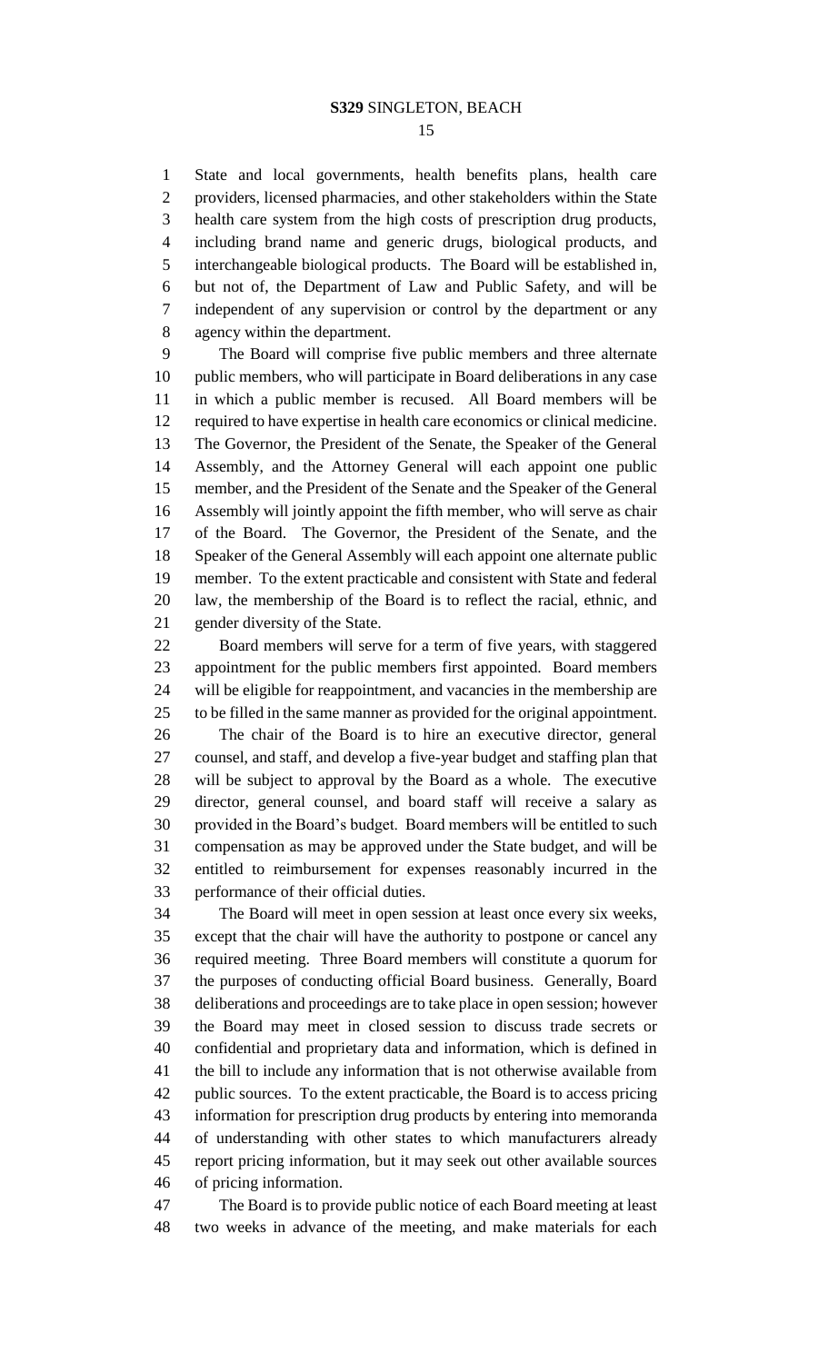State and local governments, health benefits plans, health care providers, licensed pharmacies, and other stakeholders within the State health care system from the high costs of prescription drug products, including brand name and generic drugs, biological products, and interchangeable biological products. The Board will be established in, but not of, the Department of Law and Public Safety, and will be independent of any supervision or control by the department or any agency within the department.

The Board will comprise five public members and three alternate public members, who will participate in Board deliberations in any case in which a public member is recused. All Board members will be required to have expertise in health care economics or clinical medicine. The Governor, the President of the Senate, the Speaker of the General Assembly, and the Attorney General will each appoint one public member, and the President of the Senate and the Speaker of the General Assembly will jointly appoint the fifth member, who will serve as chair of the Board. The Governor, the President of the Senate, and the Speaker of the General Assembly will each appoint one alternate public member. To the extent practicable and consistent with State and federal law, the membership of the Board is to reflect the racial, ethnic, and gender diversity of the State.

Board members will serve for a term of five years, with staggered appointment for the public members first appointed. Board members will be eligible for reappointment, and vacancies in the membership are to be filled in the same manner as provided for the original appointment.

The chair of the Board is to hire an executive director, general counsel, and staff, and develop a five-year budget and staffing plan that will be subject to approval by the Board as a whole. The executive director, general counsel, and board staff will receive a salary as provided in the Board's budget. Board members will be entitled to such compensation as may be approved under the State budget, and will be entitled to reimbursement for expenses reasonably incurred in the performance of their official duties.

The Board will meet in open session at least once every six weeks, except that the chair will have the authority to postpone or cancel any required meeting. Three Board members will constitute a quorum for the purposes of conducting official Board business. Generally, Board deliberations and proceedings are to take place in open session; however the Board may meet in closed session to discuss trade secrets or confidential and proprietary data and information, which is defined in the bill to include any information that is not otherwise available from public sources. To the extent practicable, the Board is to access pricing information for prescription drug products by entering into memoranda of understanding with other states to which manufacturers already report pricing information, but it may seek out other available sources of pricing information.

The Board is to provide public notice of each Board meeting at least two weeks in advance of the meeting, and make materials for each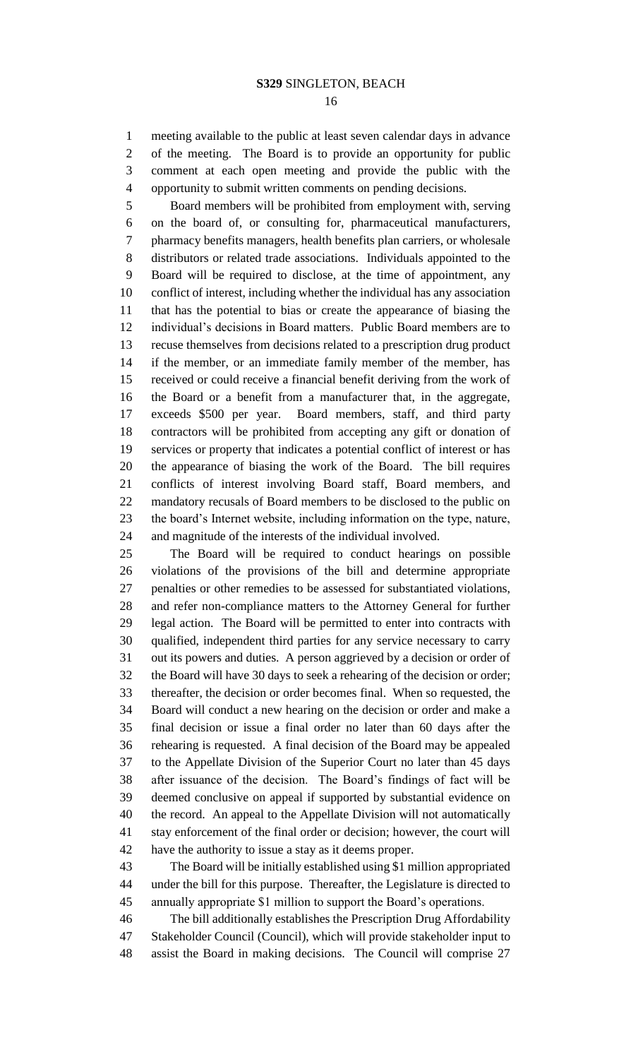meeting available to the public at least seven calendar days in advance of the meeting. The Board is to provide an opportunity for public comment at each open meeting and provide the public with the opportunity to submit written comments on pending decisions.

Board members will be prohibited from employment with, serving on the board of, or consulting for, pharmaceutical manufacturers, pharmacy benefits managers, health benefits plan carriers, or wholesale distributors or related trade associations. Individuals appointed to the Board will be required to disclose, at the time of appointment, any conflict of interest, including whether the individual has any association that has the potential to bias or create the appearance of biasing the individual's decisions in Board matters. Public Board members are to recuse themselves from decisions related to a prescription drug product if the member, or an immediate family member of the member, has received or could receive a financial benefit deriving from the work of the Board or a benefit from a manufacturer that, in the aggregate, exceeds $500 per year. Board members, staff, and third party contractors will be prohibited from accepting any gift or donation of services or property that indicates a potential conflict of interest or has the appearance of biasing the work of the Board. The bill requires conflicts of interest involving Board staff, Board members, and mandatory recusals of Board members to be disclosed to the public on the board's Internet website, including information on the type, nature, and magnitude of the interests of the individual involved.

The Board will be required to conduct hearings on possible violations of the provisions of the bill and determine appropriate penalties or other remedies to be assessed for substantiated violations, and refer non-compliance matters to the Attorney General for further legal action. The Board will be permitted to enter into contracts with qualified, independent third parties for any service necessary to carry out its powers and duties. A person aggrieved by a decision or order of the Board will have 30 days to seek a rehearing of the decision or order; thereafter, the decision or order becomes final. When so requested, the Board will conduct a new hearing on the decision or order and make a final decision or issue a final order no later than 60 days after the rehearing is requested. A final decision of the Board may be appealed to the Appellate Division of the Superior Court no later than 45 days after issuance of the decision. The Board's findings of fact will be deemed conclusive on appeal if supported by substantial evidence on the record. An appeal to the Appellate Division will not automatically stay enforcement of the final order or decision; however, the court will have the authority to issue a stay as it deems proper.

The Board will be initially established using $1 million appropriated under the bill for this purpose. Thereafter, the Legislature is directed to annually appropriate $1 million to support the Board's operations.

The bill additionally establishes the Prescription Drug Affordability Stakeholder Council (Council), which will provide stakeholder input to assist the Board in making decisions. The Council will comprise 27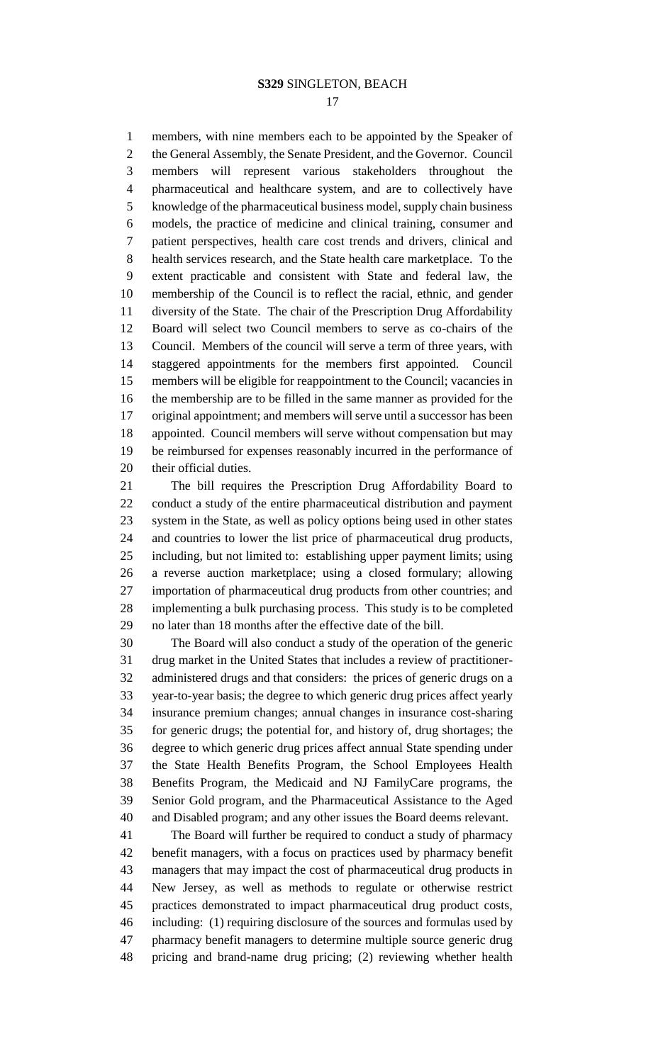members, with nine members each to be appointed by the Speaker of the General Assembly, the Senate President, and the Governor. Council members will represent various stakeholders throughout the pharmaceutical and healthcare system, and are to collectively have knowledge of the pharmaceutical business model, supply chain business models, the practice of medicine and clinical training, consumer and patient perspectives, health care cost trends and drivers, clinical and health services research, and the State health care marketplace. To the extent practicable and consistent with State and federal law, the membership of the Council is to reflect the racial, ethnic, and gender diversity of the State. The chair of the Prescription Drug Affordability Board will select two Council members to serve as co-chairs of the Council. Members of the council will serve a term of three years, with staggered appointments for the members first appointed. Council members will be eligible for reappointment to the Council; vacancies in the membership are to be filled in the same manner as provided for the original appointment; and members will serve until a successor has been appointed. Council members will serve without compensation but may be reimbursed for expenses reasonably incurred in the performance of their official duties.

The bill requires the Prescription Drug Affordability Board to conduct a study of the entire pharmaceutical distribution and payment system in the State, as well as policy options being used in other states and countries to lower the list price of pharmaceutical drug products, including, but not limited to: establishing upper payment limits; using a reverse auction marketplace; using a closed formulary; allowing importation of pharmaceutical drug products from other countries; and implementing a bulk purchasing process. This study is to be completed no later than 18 months after the effective date of the bill.

The Board will also conduct a study of the operation of the generic drug market in the United States that includes a review of practitioner-administered drugs and that considers: the prices of generic drugs on a year-to-year basis; the degree to which generic drug prices affect yearly insurance premium changes; annual changes in insurance cost-sharing for generic drugs; the potential for, and history of, drug shortages; the degree to which generic drug prices affect annual State spending under the State Health Benefits Program, the School Employees Health Benefits Program, the Medicaid and NJ FamilyCare programs, the Senior Gold program, and the Pharmaceutical Assistance to the Aged and Disabled program; and any other issues the Board deems relevant.

The Board will further be required to conduct a study of pharmacy benefit managers, with a focus on practices used by pharmacy benefit managers that may impact the cost of pharmaceutical drug products in New Jersey, as well as methods to regulate or otherwise restrict practices demonstrated to impact pharmaceutical drug product costs, including: (1) requiring disclosure of the sources and formulas used by pharmacy benefit managers to determine multiple source generic drug pricing and brand-name drug pricing; (2) reviewing whether health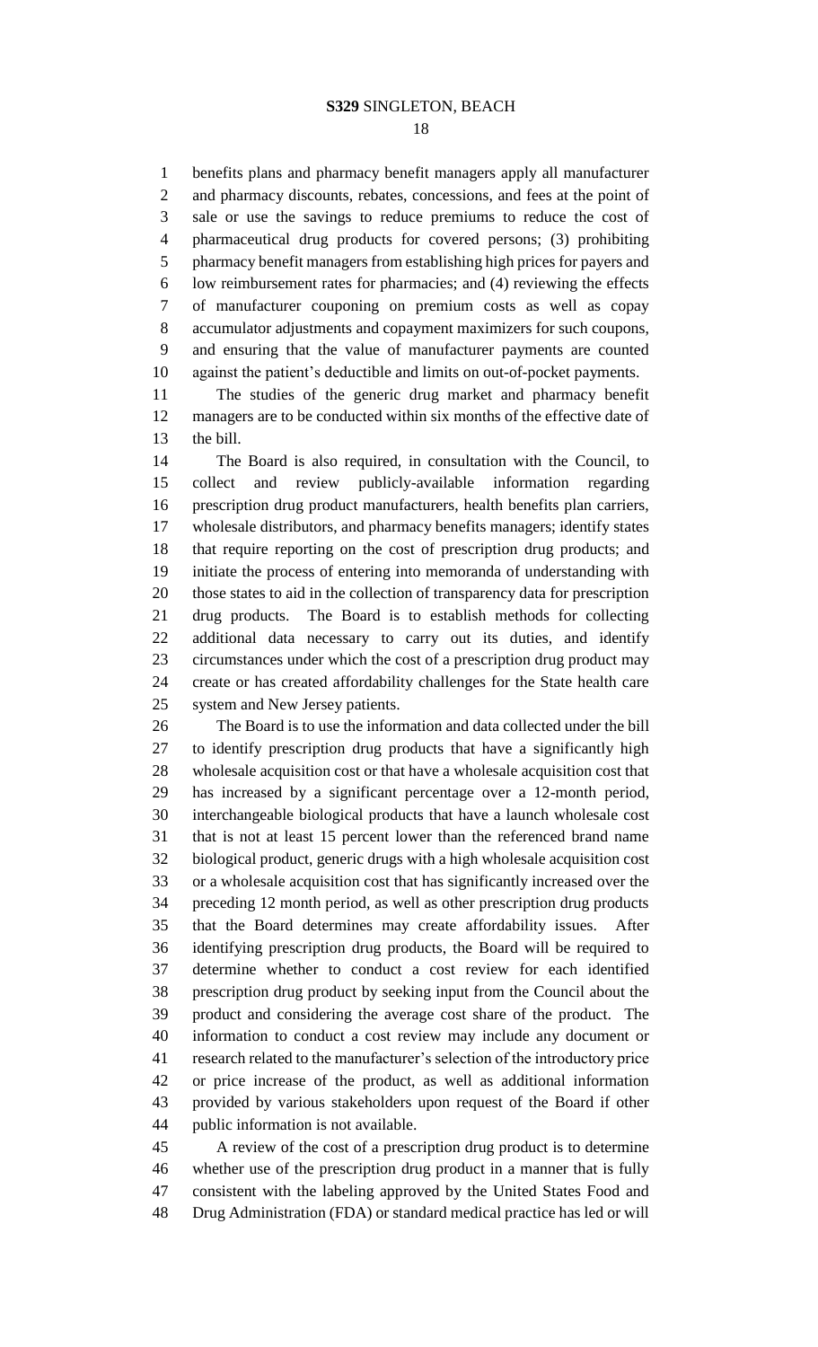benefits plans and pharmacy benefit managers apply all manufacturer and pharmacy discounts, rebates, concessions, and fees at the point of sale or use the savings to reduce premiums to reduce the cost of pharmaceutical drug products for covered persons; (3) prohibiting pharmacy benefit managers from establishing high prices for payers and low reimbursement rates for pharmacies; and (4) reviewing the effects of manufacturer couponing on premium costs as well as copay accumulator adjustments and copayment maximizers for such coupons, and ensuring that the value of manufacturer payments are counted against the patient's deductible and limits on out-of-pocket payments.

The studies of the generic drug market and pharmacy benefit managers are to be conducted within six months of the effective date of the bill.

The Board is also required, in consultation with the Council, to collect and review publicly-available information regarding prescription drug product manufacturers, health benefits plan carriers, wholesale distributors, and pharmacy benefits managers; identify states that require reporting on the cost of prescription drug products; and initiate the process of entering into memoranda of understanding with those states to aid in the collection of transparency data for prescription drug products. The Board is to establish methods for collecting additional data necessary to carry out its duties, and identify circumstances under which the cost of a prescription drug product may create or has created affordability challenges for the State health care system and New Jersey patients.

The Board is to use the information and data collected under the bill to identify prescription drug products that have a significantly high wholesale acquisition cost or that have a wholesale acquisition cost that has increased by a significant percentage over a 12-month period, interchangeable biological products that have a launch wholesale cost that is not at least 15 percent lower than the referenced brand name biological product, generic drugs with a high wholesale acquisition cost or a wholesale acquisition cost that has significantly increased over the preceding 12 month period, as well as other prescription drug products that the Board determines may create affordability issues. After identifying prescription drug products, the Board will be required to determine whether to conduct a cost review for each identified prescription drug product by seeking input from the Council about the product and considering the average cost share of the product. The information to conduct a cost review may include any document or research related to the manufacturer's selection of the introductory price or price increase of the product, as well as additional information provided by various stakeholders upon request of the Board if other public information is not available.

A review of the cost of a prescription drug product is to determine whether use of the prescription drug product in a manner that is fully consistent with the labeling approved by the United States Food and Drug Administration (FDA) or standard medical practice has led or will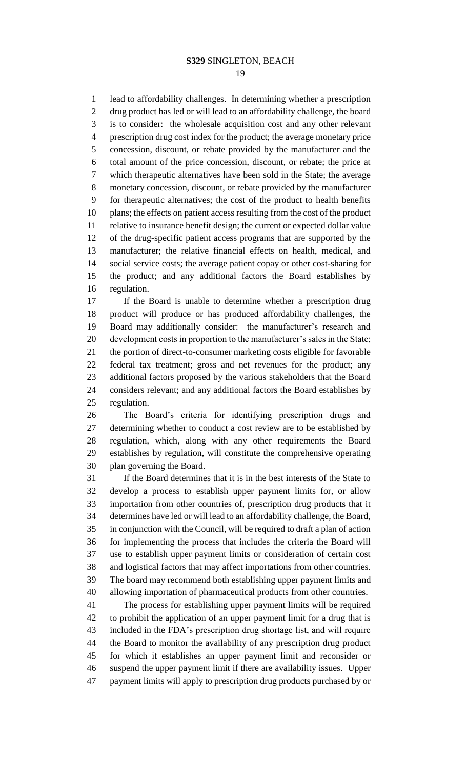lead to affordability challenges. In determining whether a prescription drug product has led or will lead to an affordability challenge, the board is to consider: the wholesale acquisition cost and any other relevant prescription drug cost index for the product; the average monetary price concession, discount, or rebate provided by the manufacturer and the total amount of the price concession, discount, or rebate; the price at which therapeutic alternatives have been sold in the State; the average monetary concession, discount, or rebate provided by the manufacturer for therapeutic alternatives; the cost of the product to health benefits plans; the effects on patient access resulting from the cost of the product relative to insurance benefit design; the current or expected dollar value of the drug-specific patient access programs that are supported by the manufacturer; the relative financial effects on health, medical, and social service costs; the average patient copay or other cost-sharing for the product; and any additional factors the Board establishes by regulation.

If the Board is unable to determine whether a prescription drug product will produce or has produced affordability challenges, the Board may additionally consider: the manufacturer's research and development costs in proportion to the manufacturer's sales in the State; the portion of direct-to-consumer marketing costs eligible for favorable federal tax treatment; gross and net revenues for the product; any additional factors proposed by the various stakeholders that the Board considers relevant; and any additional factors the Board establishes by regulation.

The Board's criteria for identifying prescription drugs and determining whether to conduct a cost review are to be established by regulation, which, along with any other requirements the Board establishes by regulation, will constitute the comprehensive operating plan governing the Board.

If the Board determines that it is in the best interests of the State to develop a process to establish upper payment limits for, or allow importation from other countries of, prescription drug products that it determines have led or will lead to an affordability challenge, the Board, in conjunction with the Council, will be required to draft a plan of action for implementing the process that includes the criteria the Board will use to establish upper payment limits or consideration of certain cost and logistical factors that may affect importations from other countries. The board may recommend both establishing upper payment limits and allowing importation of pharmaceutical products from other countries.

The process for establishing upper payment limits will be required to prohibit the application of an upper payment limit for a drug that is included in the FDA's prescription drug shortage list, and will require the Board to monitor the availability of any prescription drug product for which it establishes an upper payment limit and reconsider or suspend the upper payment limit if there are availability issues. Upper payment limits will apply to prescription drug products purchased by or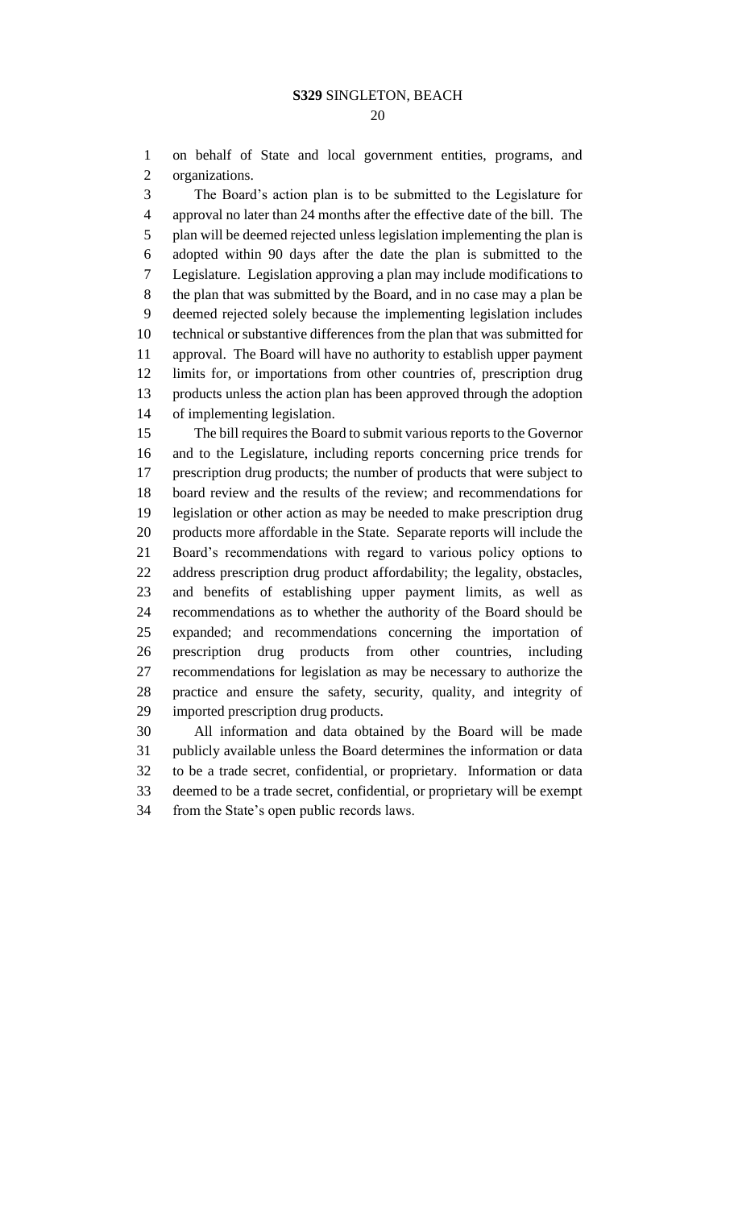on behalf of State and local government entities, programs, and organizations.

The Board's action plan is to be submitted to the Legislature for approval no later than 24 months after the effective date of the bill. The plan will be deemed rejected unless legislation implementing the plan is adopted within 90 days after the date the plan is submitted to the Legislature. Legislation approving a plan may include modifications to the plan that was submitted by the Board, and in no case may a plan be deemed rejected solely because the implementing legislation includes technical or substantive differences from the plan that was submitted for approval. The Board will have no authority to establish upper payment limits for, or importations from other countries of, prescription drug products unless the action plan has been approved through the adoption of implementing legislation.

The bill requires the Board to submit various reports to the Governor and to the Legislature, including reports concerning price trends for prescription drug products; the number of products that were subject to board review and the results of the review; and recommendations for legislation or other action as may be needed to make prescription drug products more affordable in the State. Separate reports will include the Board's recommendations with regard to various policy options to address prescription drug product affordability; the legality, obstacles, and benefits of establishing upper payment limits, as well as recommendations as to whether the authority of the Board should be expanded; and recommendations concerning the importation of prescription drug products from other countries, including recommendations for legislation as may be necessary to authorize the practice and ensure the safety, security, quality, and integrity of imported prescription drug products.

All information and data obtained by the Board will be made publicly available unless the Board determines the information or data to be a trade secret, confidential, or proprietary. Information or data deemed to be a trade secret, confidential, or proprietary will be exempt from the State's open public records laws.